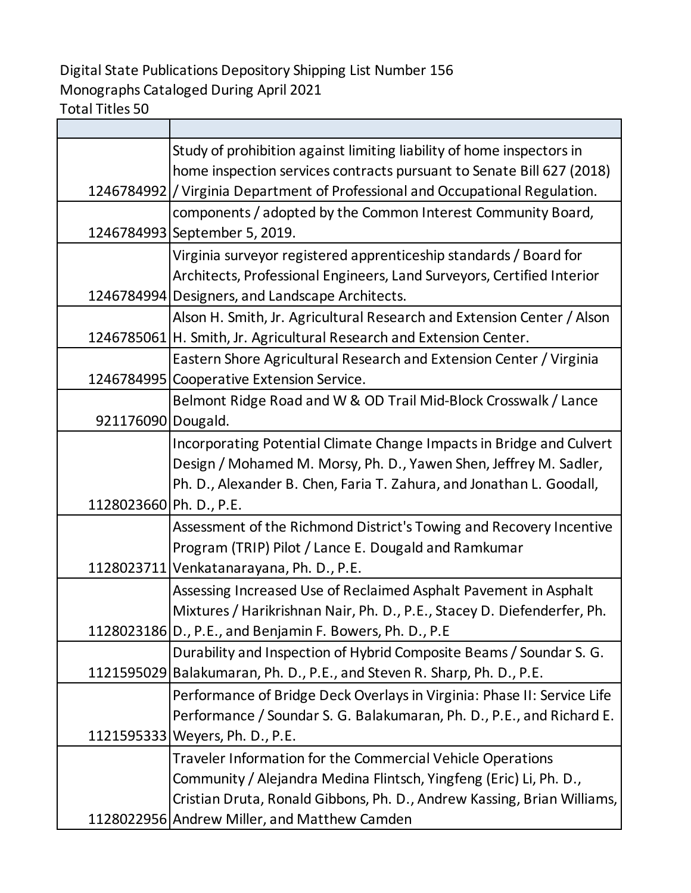Digital State Publications Depository Shipping List Number 156
Monographs Cataloged During April 2021
Total Titles 50

| | |
|---|---|
| 1246784992 | Study of prohibition against limiting liability of home inspectors in home inspection services contracts pursuant to Senate Bill 627 (2018) / Virginia Department of Professional and Occupational Regulation. |
| 1246784993 | components / adopted by the Common Interest Community Board, September 5, 2019. |
| 1246784994 | Virginia surveyor registered apprenticeship standards / Board for Architects, Professional Engineers, Land Surveyors, Certified Interior Designers, and Landscape Architects. |
| 1246785061 | Alson H. Smith, Jr. Agricultural Research and Extension Center / Alson H. Smith, Jr. Agricultural Research and Extension Center. |
| 1246784995 | Eastern Shore Agricultural Research and Extension Center / Virginia Cooperative Extension Service. |
| 921176090 | Belmont Ridge Road and W & OD Trail Mid-Block Crosswalk / Lance Dougald. |
| 1128023660 | Incorporating Potential Climate Change Impacts in Bridge and Culvert Design / Mohamed M. Morsy, Ph. D., Yawen Shen, Jeffrey M. Sadler, Ph. D., Alexander B. Chen, Faria T. Zahura, and Jonathan L. Goodall, Ph. D., P.E. |
| 1128023711 | Assessment of the Richmond District's Towing and Recovery Incentive Program (TRIP) Pilot / Lance E. Dougald and Ramkumar Venkatanarayana, Ph. D., P.E. |
| 1128023186 | Assessing Increased Use of Reclaimed Asphalt Pavement in Asphalt Mixtures / Harikrishnan Nair, Ph. D., P.E., Stacey D. Diefenderfer, Ph. D., P.E., and Benjamin F. Bowers, Ph. D., P.E |
| 1121595029 | Durability and Inspection of Hybrid Composite Beams / Soundar S. G. Balakumaran, Ph. D., P.E., and Steven R. Sharp, Ph. D., P.E. |
| 1121595333 | Performance of Bridge Deck Overlays in Virginia: Phase II: Service Life Performance / Soundar S. G. Balakumaran, Ph. D., P.E., and Richard E. Weyers, Ph. D., P.E. |
| 1128022956 | Traveler Information for the Commercial Vehicle Operations Community / Alejandra Medina Flintsch, Yingfeng (Eric) Li, Ph. D., Cristian Druta, Ronald Gibbons, Ph. D., Andrew Kassing, Brian Williams, Andrew Miller, and Matthew Camden |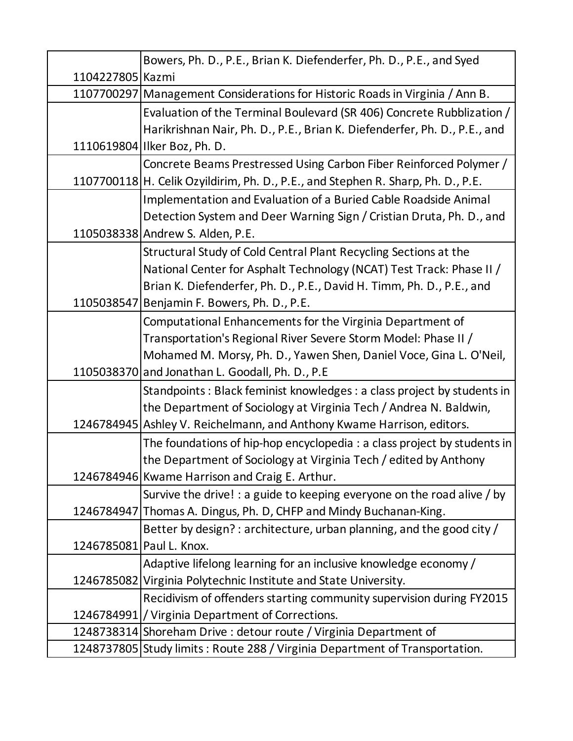| | |
|---|---|
| 1104227805 | Bowers, Ph. D., P.E., Brian K. Diefenderfer, Ph. D., P.E., and Syed Kazmi |
| 1107700297 | Management Considerations for Historic Roads in Virginia / Ann B. |
| 1110619804 | Evaluation of the Terminal Boulevard (SR 406) Concrete Rubblization / Harikrishnan Nair, Ph. D., P.E., Brian K. Diefenderfer, Ph. D., P.E., and Ilker Boz, Ph. D. |
| 1107700118 | Concrete Beams Prestressed Using Carbon Fiber Reinforced Polymer / H. Celik Ozyildirim, Ph. D., P.E., and Stephen R. Sharp, Ph. D., P.E. |
| 1105038338 | Implementation and Evaluation of a Buried Cable Roadside Animal Detection System and Deer Warning Sign / Cristian Druta, Ph. D., and Andrew S. Alden, P.E. |
| 1105038547 | Structural Study of Cold Central Plant Recycling Sections at the National Center for Asphalt Technology (NCAT) Test Track: Phase II / Brian K. Diefenderfer, Ph. D., P.E., David H. Timm, Ph. D., P.E., and Benjamin F. Bowers, Ph. D., P.E. |
| 1105038370 | Computational Enhancements for the Virginia Department of Transportation's Regional River Severe Storm Model: Phase II / Mohamed M. Morsy, Ph. D., Yawen Shen, Daniel Voce, Gina L. O'Neil, and Jonathan L. Goodall, Ph. D., P.E |
| 1246784945 | Standpoints : Black feminist knowledges : a class project by students in the Department of Sociology at Virginia Tech / Andrea N. Baldwin, Ashley V. Reichelmann, and Anthony Kwame Harrison, editors. |
| 1246784946 | The foundations of hip-hop encyclopedia : a class project by students in the Department of Sociology at Virginia Tech / edited by Anthony Kwame Harrison and Craig E. Arthur. |
| 1246784947 | Survive the drive! : a guide to keeping everyone on the road alive / by Thomas A. Dingus, Ph. D, CHFP and Mindy Buchanan-King. |
| 1246785081 | Better by design? : architecture, urban planning, and the good city / Paul L. Knox. |
| 1246785082 | Adaptive lifelong learning for an inclusive knowledge economy / Virginia Polytechnic Institute and State University. |
| 1246784991 | Recidivism of offenders starting community supervision during FY2015 / Virginia Department of Corrections. |
| 1248738314 | Shoreham Drive : detour route / Virginia Department of |
| 1248737805 | Study limits : Route 288 / Virginia Department of Transportation. |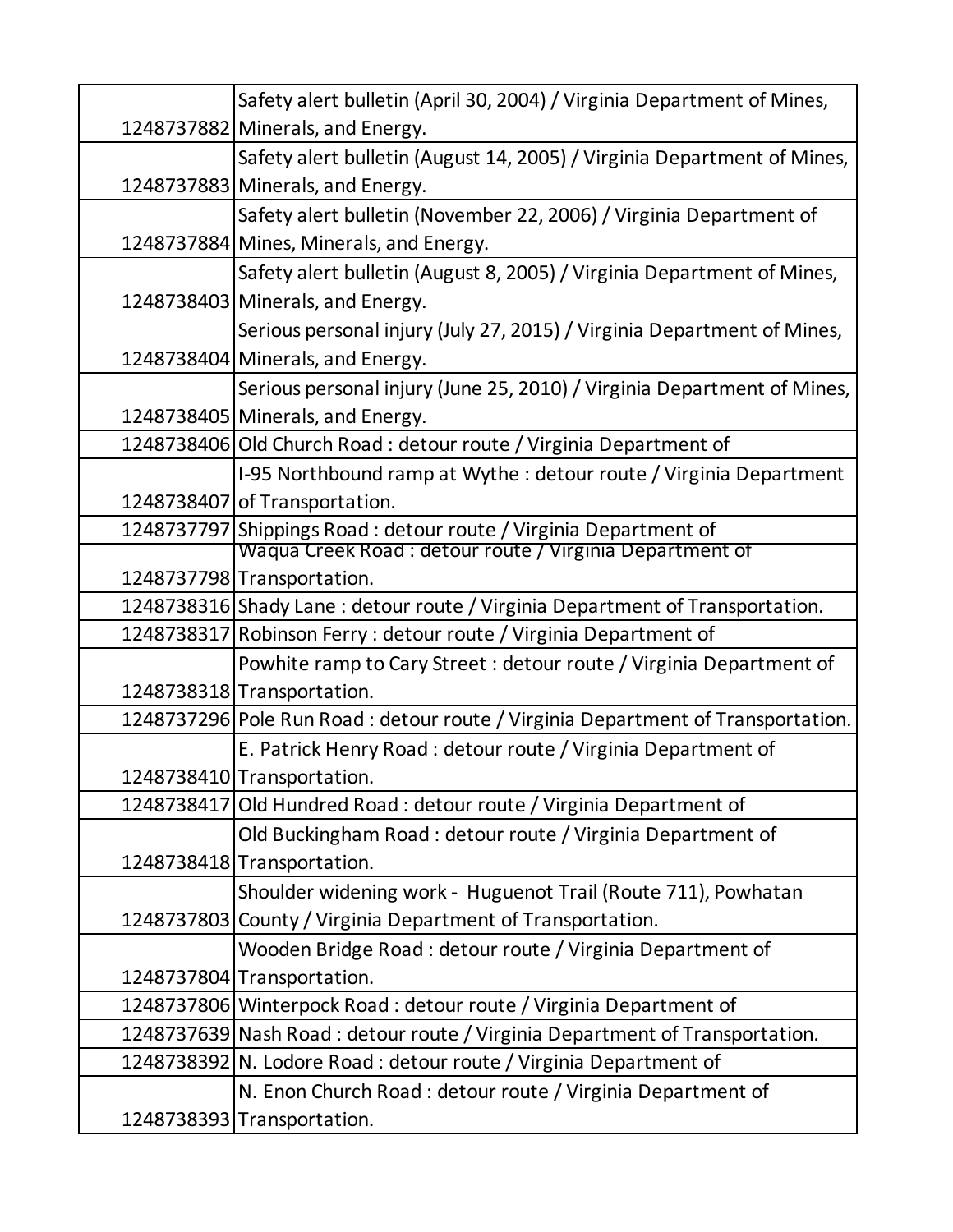| | |
|---|---|
| 1248737882 | Safety alert bulletin (April 30, 2004) / Virginia Department of Mines, Minerals, and Energy. |
| 1248737883 | Safety alert bulletin (August 14, 2005) / Virginia Department of Mines, Minerals, and Energy. |
| 1248737884 | Safety alert bulletin (November 22, 2006) / Virginia Department of Mines, Minerals, and Energy. |
| 1248738403 | Safety alert bulletin (August 8, 2005) / Virginia Department of Mines, Minerals, and Energy. |
| 1248738404 | Serious personal injury (July 27, 2015) / Virginia Department of Mines, Minerals, and Energy. |
| 1248738405 | Serious personal injury (June 25, 2010) / Virginia Department of Mines, Minerals, and Energy. |
| 1248738406 | Old Church Road : detour route / Virginia Department of |
| 1248738407 | I-95 Northbound ramp at Wythe : detour route / Virginia Department of Transportation. |
| 1248737797 | Shippings Road : detour route / Virginia Department of |
| 1248737798 | Waqua Creek Road : detour route / Virginia Department of Transportation. |
| 1248738316 | Shady Lane : detour route / Virginia Department of Transportation. |
| 1248738317 | Robinson Ferry : detour route / Virginia Department of |
| 1248738318 | Powhite ramp to Cary Street : detour route / Virginia Department of Transportation. |
| 1248737296 | Pole Run Road : detour route / Virginia Department of Transportation. |
| 1248738410 | E. Patrick Henry Road : detour route / Virginia Department of Transportation. |
| 1248738417 | Old Hundred Road : detour route / Virginia Department of |
| 1248738418 | Old Buckingham Road : detour route / Virginia Department of Transportation. |
| 1248737803 | Shoulder widening work - Huguenot Trail (Route 711), Powhatan County / Virginia Department of Transportation. |
| 1248737804 | Wooden Bridge Road : detour route / Virginia Department of Transportation. |
| 1248737806 | Winterpock Road : detour route / Virginia Department of |
| 1248737639 | Nash Road : detour route / Virginia Department of Transportation. |
| 1248738392 | N. Lodore Road : detour route / Virginia Department of |
| 1248738393 | N. Enon Church Road : detour route / Virginia Department of Transportation. |